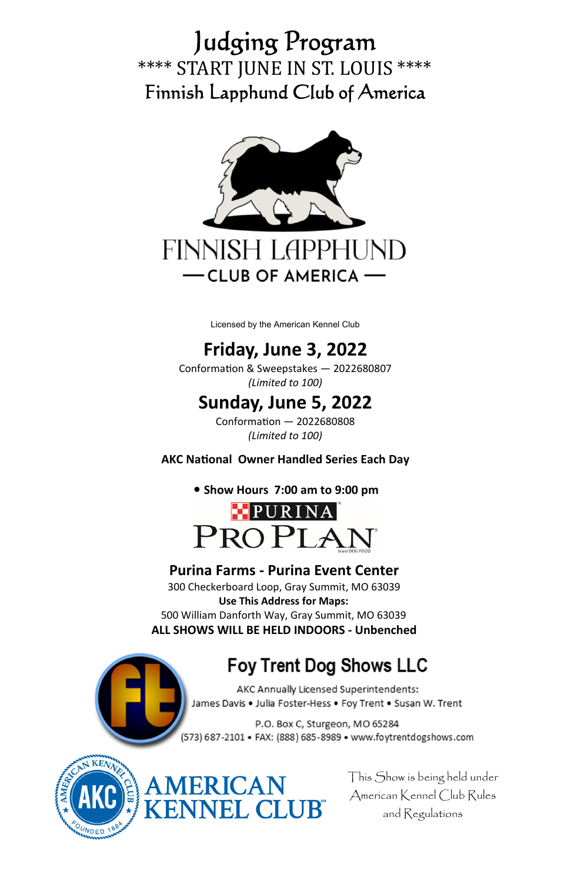# Judging Program

**** START JUNE IN ST. LOUIS ****

## Finnish Lapphund Club of America

FINNISH LAPPHUND
— CLUB OF AMERICA —

Licensed by the American Kennel Club

## Friday, June 3, 2022

Conformation & Sweepstakes — 2022680807
*(Limited to 100)*

## Sunday, June 5, 2022

Conformation — 2022680808
*(Limited to 100)*

**AKC National Owner Handled Series Each Day**

- **Show Hours 7:00 am to 9:00 pm**

PURINA PRO PLAN

**Purina Farms - Purina Event Center**
300 Checkerboard Loop, Gray Summit, MO 63039
**Use This Address for Maps:**
500 William Danforth Way, Gray Summit, MO 63039
**ALL SHOWS WILL BE HELD INDOORS - Unbenched**

## Foy Trent Dog Shows LLC

AKC Annually Licensed Superintendents:
James Davis • Julia Foster-Hess • Foy Trent • Susan W. Trent

P.O. Box C, Sturgeon, MO 65284
(573) 687-2101 • FAX: (888) 685-8989 • www.foytrentdogshows.com

AMERICAN KENNEL CLUB

This Show is being held under American Kennel Club Rules and Regulations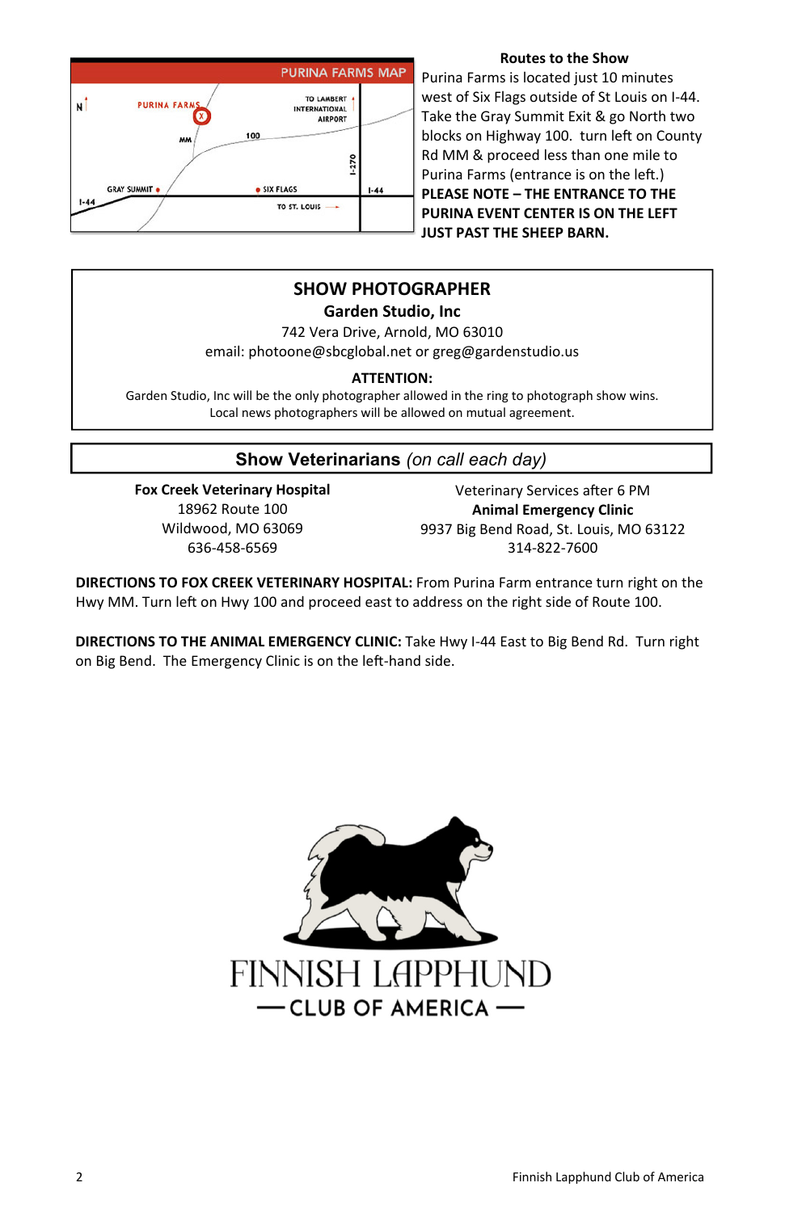### Routes to the Show

Purina Farms is located just 10 minutes west of Six Flags outside of St Louis on I-44. Take the Gray Summit Exit & go North two blocks on Highway 100. turn left on County Rd MM & proceed less than one mile to Purina Farms (entrance is on the left.)

**PLEASE NOTE – THE ENTRANCE TO THE PURINA EVENT CENTER IS ON THE LEFT JUST PAST THE SHEEP BARN.**

## SHOW PHOTOGRAPHER

**Garden Studio, Inc**

742 Vera Drive, Arnold, MO 63010

email: photoone@sbcglobal.net or greg@gardenstudio.us

**ATTENTION:**

Garden Studio, Inc will be the only photographer allowed in the ring to photograph show wins. Local news photographers will be allowed on mutual agreement.

## Show Veterinarians *(on call each day)*

**Fox Creek Veterinary Hospital**
18962 Route 100
Wildwood, MO 63069
636-458-6569

Veterinary Services after 6 PM
**Animal Emergency Clinic**
9937 Big Bend Road, St. Louis, MO 63122
314-822-7600

**DIRECTIONS TO FOX CREEK VETERINARY HOSPITAL:** From Purina Farm entrance turn right on the Hwy MM. Turn left on Hwy 100 and proceed east to address on the right side of Route 100.

**DIRECTIONS TO THE ANIMAL EMERGENCY CLINIC:** Take Hwy I-44 East to Big Bend Rd. Turn right on Big Bend. The Emergency Clinic is on the left-hand side.

FINNISH LAPPHUND
— CLUB OF AMERICA —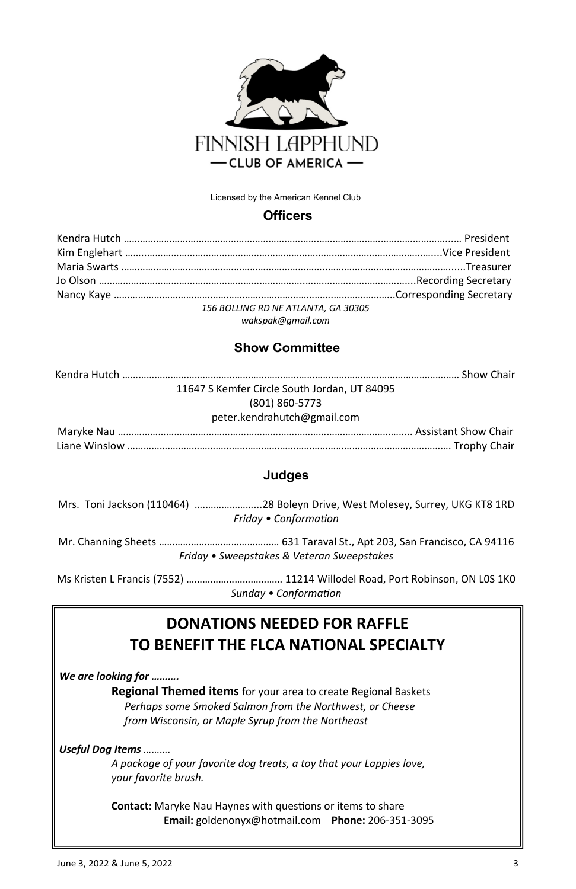FINNISH LAPPHUND
— CLUB OF AMERICA —

Licensed by the American Kennel Club

## Officers

Kendra Hutch ………… President
Kim Englehart ………… Vice President
Maria Swarts ………… Treasurer
Jo Olson ………… Recording Secretary
Nancy Kaye ………… Corresponding Secretary

*156 BOLLING RD NE ATLANTA, GA 30305*
*wakspak@gmail.com*

## Show Committee

Kendra Hutch ………… Show Chair

11647 S Kemfer Circle South Jordan, UT 84095
(801) 860-5773
peter.kendrahutch@gmail.com

Maryke Nau ………… Assistant Show Chair
Liane Winslow ………… Trophy Chair

## Judges

Mrs. Toni Jackson (110464) ………… 28 Boleyn Drive, West Molesey, Surrey, UKG KT8 1RD
*Friday • Conformation*

Mr. Channing Sheets ………… 631 Taraval St., Apt 203, San Francisco, CA 94116
*Friday • Sweepstakes & Veteran Sweepstakes*

Ms Kristen L Francis (7552) ………… 11214 Willodel Road, Port Robinson, ON L0S 1K0
*Sunday • Conformation*

## DONATIONS NEEDED FOR RAFFLE TO BENEFIT THE FLCA NATIONAL SPECIALTY

***We are looking for ……….***

**Regional Themed items** for your area to create Regional Baskets
*Perhaps some Smoked Salmon from the Northwest, or Cheese from Wisconsin, or Maple Syrup from the Northeast*

***Useful Dog Items*** *……….*

*A package of your favorite dog treats, a toy that your Lappies love, your favorite brush.*

**Contact:** Maryke Nau Haynes with questions or items to share
**Email:** goldenonyx@hotmail.com **Phone:** 206-351-3095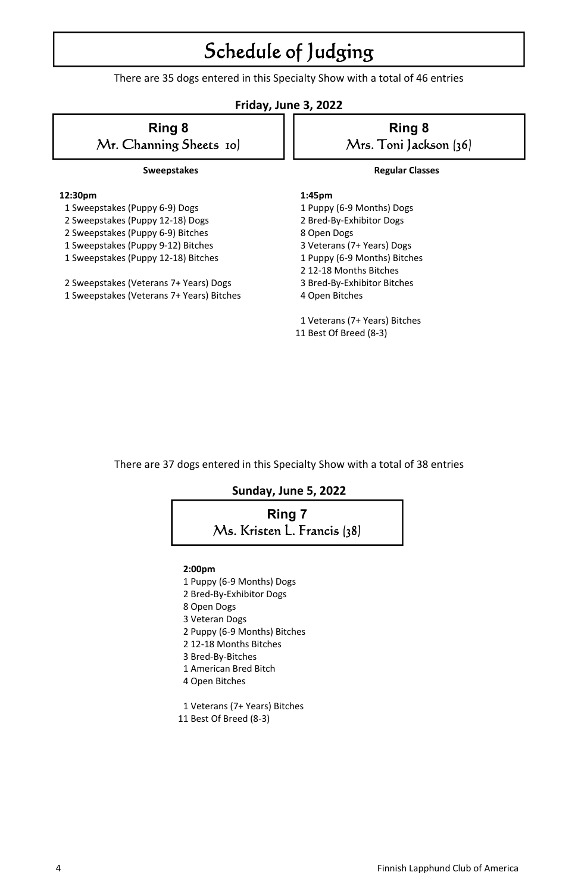# Schedule of Judging

There are 35 dogs entered in this Specialty Show with a total of 46 entries

## Friday, June 3, 2022

### Ring 8
Mr. Channing Sheets 10)

**Sweepstakes**

**12:30pm**

1 Sweepstakes (Puppy 6-9) Dogs
2 Sweepstakes (Puppy 12-18) Dogs
2 Sweepstakes (Puppy 6-9) Bitches
1 Sweepstakes (Puppy 9-12) Bitches
1 Sweepstakes (Puppy 12-18) Bitches

2 Sweepstakes (Veterans 7+ Years) Dogs
1 Sweepstakes (Veterans 7+ Years) Bitches

### Ring 8
Mrs. Toni Jackson (36)

**Regular Classes**

**1:45pm**

1 Puppy (6-9 Months) Dogs
2 Bred-By-Exhibitor Dogs
8 Open Dogs
3 Veterans (7+ Years) Dogs
1 Puppy (6-9 Months) Bitches
2 12-18 Months Bitches
3 Bred-By-Exhibitor Bitches
4 Open Bitches

1 Veterans (7+ Years) Bitches
11 Best Of Breed (8-3)

There are 37 dogs entered in this Specialty Show with a total of 38 entries

## Sunday, June 5, 2022

### Ring 7
Ms. Kristen L. Francis (38)

**2:00pm**

1 Puppy (6-9 Months) Dogs
2 Bred-By-Exhibitor Dogs
8 Open Dogs
3 Veteran Dogs
2 Puppy (6-9 Months) Bitches
2 12-18 Months Bitches
3 Bred-By-Bitches
1 American Bred Bitch
4 Open Bitches

1 Veterans (7+ Years) Bitches
11 Best Of Breed (8-3)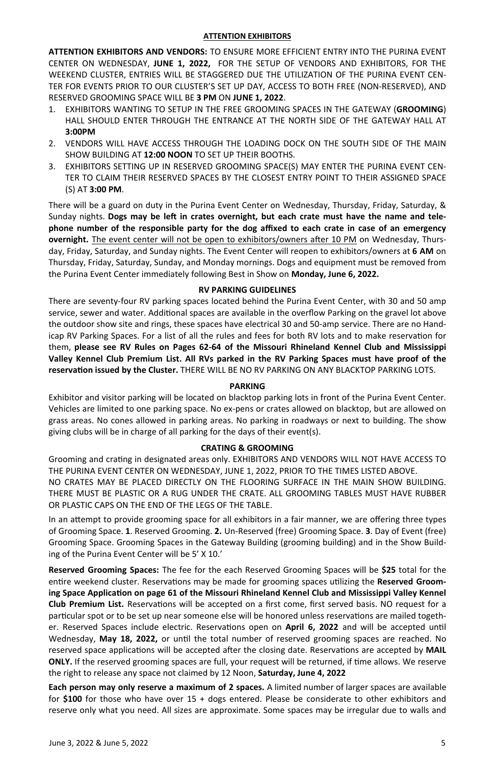## ATTENTION EXHIBITORS

**ATTENTION EXHIBITORS AND VENDORS:** TO ENSURE MORE EFFICIENT ENTRY INTO THE PURINA EVENT CENTER ON WEDNESDAY, **JUNE 1, 2022,** FOR THE SETUP OF VENDORS AND EXHIBITORS, FOR THE WEEKEND CLUSTER, ENTRIES WILL BE STAGGERED DUE THE UTILIZATION OF THE PURINA EVENT CENTER FOR EVENTS PRIOR TO OUR CLUSTER'S SET UP DAY, ACCESS TO BOTH FREE (NON-RESERVED), AND RESERVED GROOMING SPACE WILL BE **3 PM** ON **JUNE 1, 2022**.

1. EXHIBITORS WANTING TO SETUP IN THE FREE GROOMING SPACES IN THE GATEWAY (**GROOMING**) HALL SHOULD ENTER THROUGH THE ENTRANCE AT THE NORTH SIDE OF THE GATEWAY HALL AT **3:00PM**
2. VENDORS WILL HAVE ACCESS THROUGH THE LOADING DOCK ON THE SOUTH SIDE OF THE MAIN SHOW BUILDING AT **12:00 NOON** TO SET UP THEIR BOOTHS.
3. EXHIBITORS SETTING UP IN RESERVED GROOMING SPACE(S) MAY ENTER THE PURINA EVENT CENTER TO CLAIM THEIR RESERVED SPACES BY THE CLOSEST ENTRY POINT TO THEIR ASSIGNED SPACE (S) AT **3:00 PM**.

There will be a guard on duty in the Purina Event Center on Wednesday, Thursday, Friday, Saturday, & Sunday nights. **Dogs may be left in crates overnight, but each crate must have the name and telephone number of the responsible party for the dog affixed to each crate in case of an emergency overnight.** The event center will not be open to exhibitors/owners after 10 PM on Wednesday, Thursday, Friday, Saturday, and Sunday nights. The Event Center will reopen to exhibitors/owners at **6 AM** on Thursday, Friday, Saturday, Sunday, and Monday mornings. Dogs and equipment must be removed from the Purina Event Center immediately following Best in Show on **Monday, June 6, 2022.**

## RV PARKING GUIDELINES

There are seventy-four RV parking spaces located behind the Purina Event Center, with 30 and 50 amp service, sewer and water. Additional spaces are available in the overflow Parking on the gravel lot above the outdoor show site and rings, these spaces have electrical 30 and 50-amp service. There are no Handicap RV Parking Spaces. For a list of all the rules and fees for both RV lots and to make reservation for them, **please see RV Rules on Pages 62-64 of the Missouri Rhineland Kennel Club and Mississippi Valley Kennel Club Premium List. All RVs parked in the RV Parking Spaces must have proof of the reservation issued by the Cluster.** THERE WILL BE NO RV PARKING ON ANY BLACKTOP PARKING LOTS.

## PARKING

Exhibitor and visitor parking will be located on blacktop parking lots in front of the Purina Event Center. Vehicles are limited to one parking space. No ex-pens or crates allowed on blacktop, but are allowed on grass areas. No cones allowed in parking areas. No parking in roadways or next to building. The show giving clubs will be in charge of all parking for the days of their event(s).

## CRATING & GROOMING

Grooming and crating in designated areas only. EXHIBITORS AND VENDORS WILL NOT HAVE ACCESS TO THE PURINA EVENT CENTER ON WEDNESDAY, JUNE 1, 2022, PRIOR TO THE TIMES LISTED ABOVE.
NO CRATES MAY BE PLACED DIRECTLY ON THE FLOORING SURFACE IN THE MAIN SHOW BUILDING. THERE MUST BE PLASTIC OR A RUG UNDER THE CRATE. ALL GROOMING TABLES MUST HAVE RUBBER OR PLASTIC CAPS ON THE END OF THE LEGS OF THE TABLE.

In an attempt to provide grooming space for all exhibitors in a fair manner, we are offering three types of Grooming Space. **1**. Reserved Grooming. **2.** Un-Reserved (free) Grooming Space. **3**. Day of Event (free) Grooming Space. Grooming Spaces in the Gateway Building (grooming building) and in the Show Building of the Purina Event Center will be 5' X 10.'

**Reserved Grooming Spaces:** The fee for the each Reserved Grooming Spaces will be **$25** total for the entire weekend cluster. Reservations may be made for grooming spaces utilizing the **Reserved Grooming Space Application on page 61 of the Missouri Rhineland Kennel Club and Mississippi Valley Kennel Club Premium List.** Reservations will be accepted on a first come, first served basis. NO request for a particular spot or to be set up near someone else will be honored unless reservations are mailed together. Reserved Spaces include electric. Reservations open on **April 6, 2022** and will be accepted until Wednesday, **May 18, 2022,** or until the total number of reserved grooming spaces are reached. No reserved space applications will be accepted after the closing date. Reservations are accepted by **MAIL ONLY.** If the reserved grooming spaces are full, your request will be returned, if time allows. We reserve the right to release any space not claimed by 12 Noon, **Saturday, June 4, 2022**

**Each person may only reserve a maximum of 2 spaces.** A limited number of larger spaces are available for **$100** for those who have over 15 + dogs entered. Please be considerate to other exhibitors and reserve only what you need. All sizes are approximate. Some spaces may be irregular due to walls and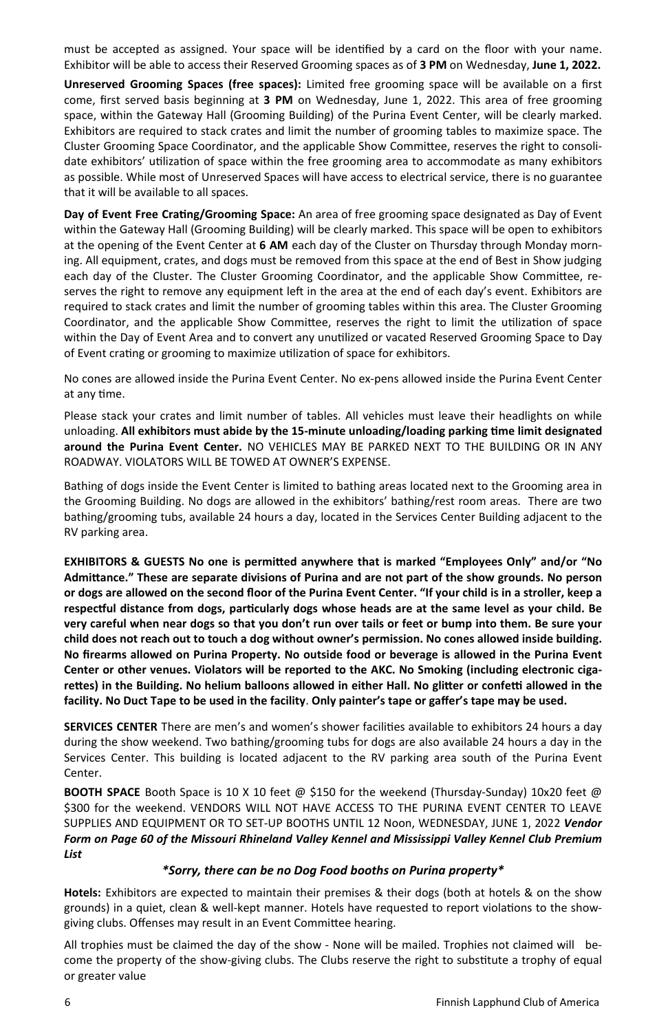must be accepted as assigned. Your space will be identified by a card on the floor with your name. Exhibitor will be able to access their Reserved Grooming spaces as of **3 PM** on Wednesday, **June 1, 2022.**

**Unreserved Grooming Spaces (free spaces):** Limited free grooming space will be available on a first come, first served basis beginning at **3 PM** on Wednesday, June 1, 2022. This area of free grooming space, within the Gateway Hall (Grooming Building) of the Purina Event Center, will be clearly marked. Exhibitors are required to stack crates and limit the number of grooming tables to maximize space. The Cluster Grooming Space Coordinator, and the applicable Show Committee, reserves the right to consolidate exhibitors' utilization of space within the free grooming area to accommodate as many exhibitors as possible. While most of Unreserved Spaces will have access to electrical service, there is no guarantee that it will be available to all spaces.

**Day of Event Free Crating/Grooming Space:** An area of free grooming space designated as Day of Event within the Gateway Hall (Grooming Building) will be clearly marked. This space will be open to exhibitors at the opening of the Event Center at **6 AM** each day of the Cluster on Thursday through Monday morning. All equipment, crates, and dogs must be removed from this space at the end of Best in Show judging each day of the Cluster. The Cluster Grooming Coordinator, and the applicable Show Committee, reserves the right to remove any equipment left in the area at the end of each day's event. Exhibitors are required to stack crates and limit the number of grooming tables within this area. The Cluster Grooming Coordinator, and the applicable Show Committee, reserves the right to limit the utilization of space within the Day of Event Area and to convert any unutilized or vacated Reserved Grooming Space to Day of Event crating or grooming to maximize utilization of space for exhibitors.

No cones are allowed inside the Purina Event Center. No ex-pens allowed inside the Purina Event Center at any time.

Please stack your crates and limit number of tables. All vehicles must leave their headlights on while unloading. **All exhibitors must abide by the 15-minute unloading/loading parking time limit designated around the Purina Event Center.** NO VEHICLES MAY BE PARKED NEXT TO THE BUILDING OR IN ANY ROADWAY. VIOLATORS WILL BE TOWED AT OWNER'S EXPENSE.

Bathing of dogs inside the Event Center is limited to bathing areas located next to the Grooming area in the Grooming Building. No dogs are allowed in the exhibitors' bathing/rest room areas. There are two bathing/grooming tubs, available 24 hours a day, located in the Services Center Building adjacent to the RV parking area.

**EXHIBITORS & GUESTS No one is permitted anywhere that is marked "Employees Only" and/or "No Admittance." These are separate divisions of Purina and are not part of the show grounds. No person or dogs are allowed on the second floor of the Purina Event Center. "If your child is in a stroller, keep a respectful distance from dogs, particularly dogs whose heads are at the same level as your child. Be very careful when near dogs so that you don't run over tails or feet or bump into them. Be sure your child does not reach out to touch a dog without owner's permission. No cones allowed inside building. No firearms allowed on Purina Property. No outside food or beverage is allowed in the Purina Event Center or other venues. Violators will be reported to the AKC. No Smoking (including electronic cigarettes) in the Building. No helium balloons allowed in either Hall. No glitter or confetti allowed in the facility. No Duct Tape to be used in the facility**. **Only painter's tape or gaffer's tape may be used.**

**SERVICES CENTER** There are men's and women's shower facilities available to exhibitors 24 hours a day during the show weekend. Two bathing/grooming tubs for dogs are also available 24 hours a day in the Services Center. This building is located adjacent to the RV parking area south of the Purina Event Center.

**BOOTH SPACE** Booth Space is 10 X 10 feet @ $150 for the weekend (Thursday-Sunday) 10x20 feet @ $300 for the weekend. VENDORS WILL NOT HAVE ACCESS TO THE PURINA EVENT CENTER TO LEAVE SUPPLIES AND EQUIPMENT OR TO SET-UP BOOTHS UNTIL 12 Noon, WEDNESDAY, JUNE 1, 2022 ***Vendor Form on Page 60 of the Missouri Rhineland Valley Kennel and Mississippi Valley Kennel Club Premium List***

***\*Sorry, there can be no Dog Food booths on Purina property\****

**Hotels:** Exhibitors are expected to maintain their premises & their dogs (both at hotels & on the show grounds) in a quiet, clean & well-kept manner. Hotels have requested to report violations to the show-giving clubs. Offenses may result in an Event Committee hearing.

All trophies must be claimed the day of the show - None will be mailed. Trophies not claimed will become the property of the show-giving clubs. The Clubs reserve the right to substitute a trophy of equal or greater value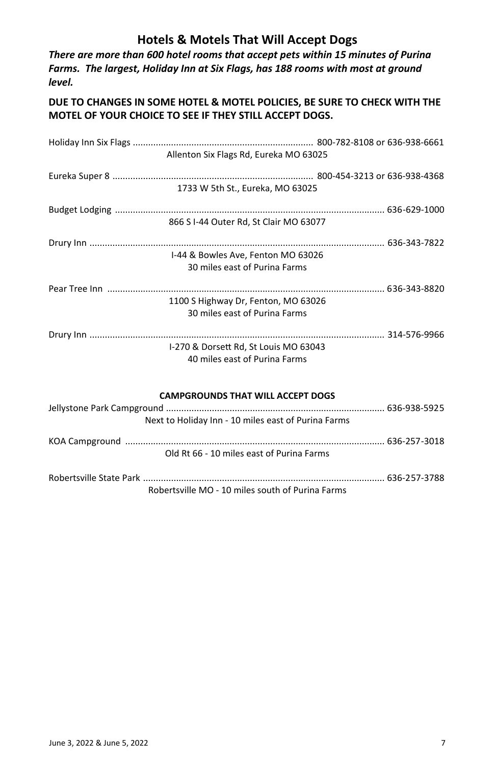## Hotels & Motels That Will Accept Dogs

***There are more than 600 hotel rooms that accept pets within 15 minutes of Purina Farms. The largest, Holiday Inn at Six Flags, has 188 rooms with most at ground level.***

**DUE TO CHANGES IN SOME HOTEL & MOTEL POLICIES, BE SURE TO CHECK WITH THE MOTEL OF YOUR CHOICE TO SEE IF THEY STILL ACCEPT DOGS.**

Holiday Inn Six Flags ...................................................................... 800-782-8108 or 636-938-6661
Allenton Six Flags Rd, Eureka MO 63025

Eureka Super 8 .............................................................................. 800-454-3213 or 636-938-4368
1733 W 5th St., Eureka, MO 63025

Budget Lodging ......................................................................................................... 636-629-1000
866 S I-44 Outer Rd, St Clair MO 63077

Drury Inn .................................................................................................................. 636-343-7822
I-44 & Bowles Ave, Fenton MO 63026
30 miles east of Purina Farms

Pear Tree Inn ............................................................................................................ 636-343-8820
1100 S Highway Dr, Fenton, MO 63026
30 miles east of Purina Farms

Drury Inn .................................................................................................................. 314-576-9966
I-270 & Dorsett Rd, St Louis MO 63043
40 miles east of Purina Farms

**CAMPGROUNDS THAT WILL ACCEPT DOGS**

Jellystone Park Campground ..................................................................................... 636-938-5925
Next to Holiday Inn - 10 miles east of Purina Farms

KOA Campground ..................................................................................................... 636-257-3018
Old Rt 66 - 10 miles east of Purina Farms

Robertsville State Park .............................................................................................. 636-257-3788
Robertsville MO - 10 miles south of Purina Farms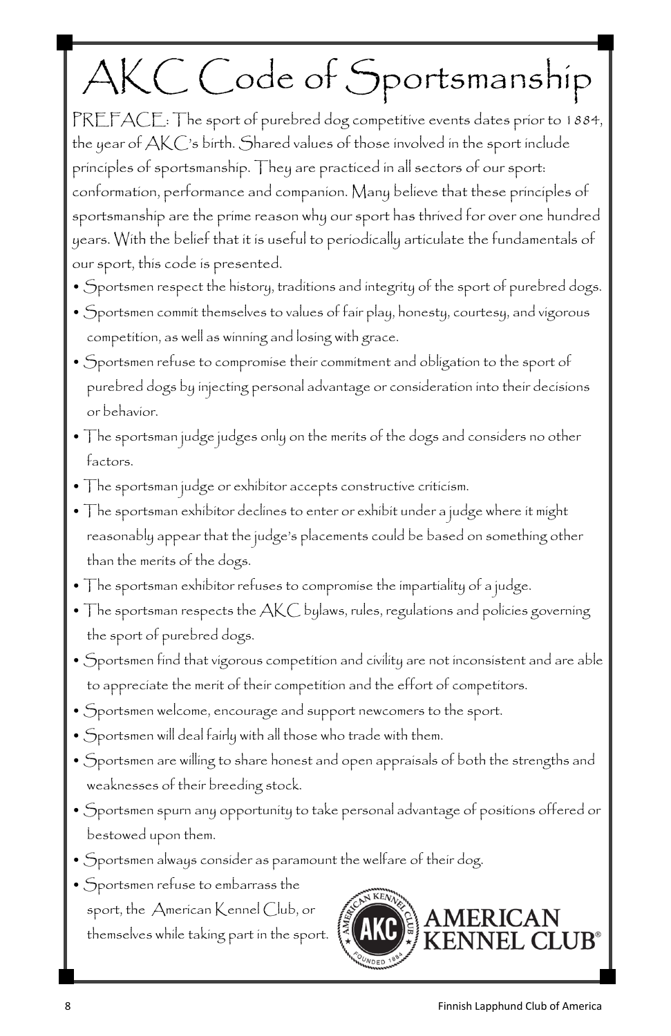# AKC Code of Sportsmanship

PREFACE: The sport of purebred dog competitive events dates prior to 1884, the year of AKC's birth. Shared values of those involved in the sport include principles of sportsmanship. They are practiced in all sectors of our sport: conformation, performance and companion. Many believe that these principles of sportsmanship are the prime reason why our sport has thrived for over one hundred years. With the belief that it is useful to periodically articulate the fundamentals of our sport, this code is presented.

- Sportsmen respect the history, traditions and integrity of the sport of purebred dogs.
- Sportsmen commit themselves to values of fair play, honesty, courtesy, and vigorous competition, as well as winning and losing with grace.
- Sportsmen refuse to compromise their commitment and obligation to the sport of purebred dogs by injecting personal advantage or consideration into their decisions or behavior.
- The sportsman judge judges only on the merits of the dogs and considers no other factors.
- The sportsman judge or exhibitor accepts constructive criticism.
- The sportsman exhibitor declines to enter or exhibit under a judge where it might reasonably appear that the judge's placements could be based on something other than the merits of the dogs.
- The sportsman exhibitor refuses to compromise the impartiality of a judge.
- The sportsman respects the AKC bylaws, rules, regulations and policies governing the sport of purebred dogs.
- Sportsmen find that vigorous competition and civility are not inconsistent and are able to appreciate the merit of their competition and the effort of competitors.
- Sportsmen welcome, encourage and support newcomers to the sport.
- Sportsmen will deal fairly with all those who trade with them.
- Sportsmen are willing to share honest and open appraisals of both the strengths and weaknesses of their breeding stock.
- Sportsmen spurn any opportunity to take personal advantage of positions offered or bestowed upon them.
- Sportsmen always consider as paramount the welfare of their dog.
- Sportsmen refuse to embarrass the sport, the American Kennel Club, or themselves while taking part in the sport.

AMERICAN KENNEL CLUB®